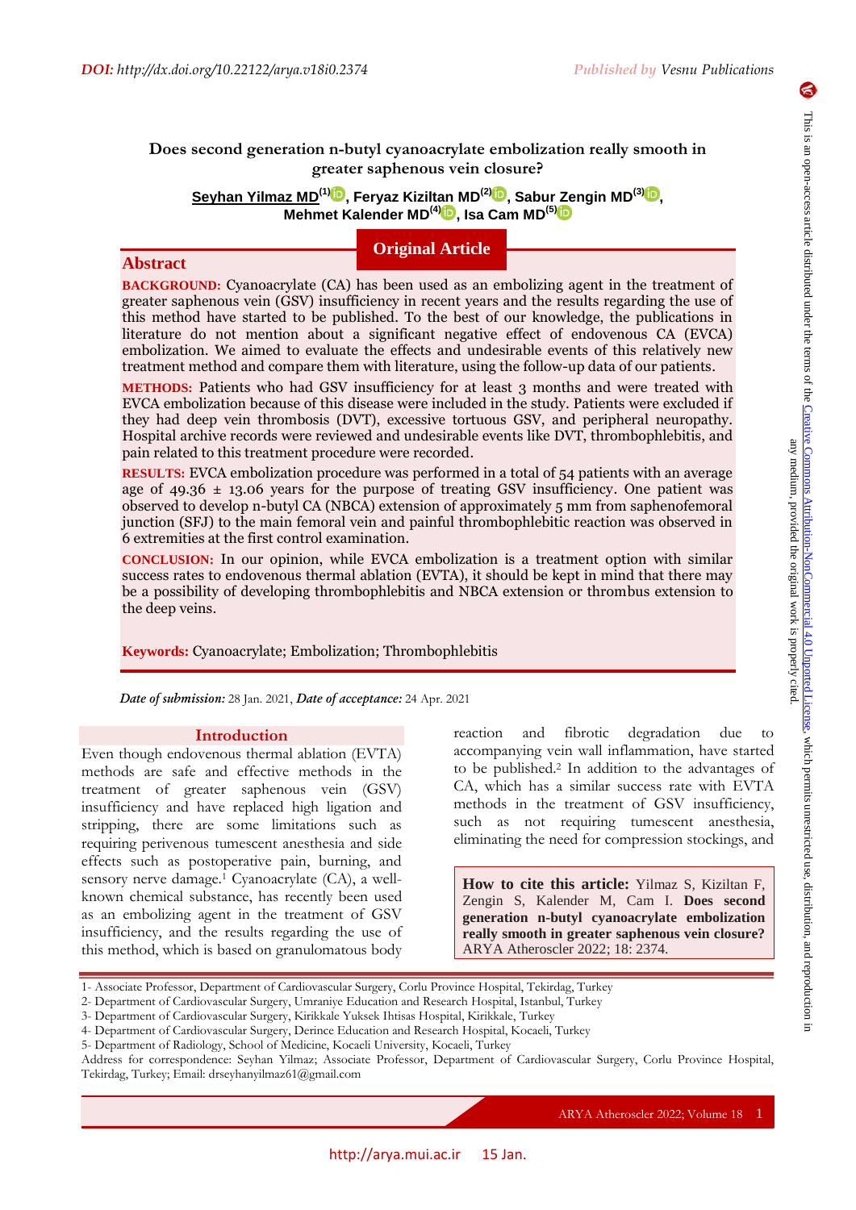DOI: http://dx.doi.org/10.22122/arya.v18i0.2374

# Does second generation n-butyl cyanoacrylate embolization really smooth in greater saphenous vein closure?

**Seyhan Yilmaz MD[1], Feryaz Kiziltan MD[2], Sabur Zengin MD[3], Mehmet Kalender MD[4], Isa Cam MD[5]**

**Original Article**

## Abstract

**BACKGROUND:** Cyanoacrylate (CA) has been used as an embolizing agent in the treatment of greater saphenous vein (GSV) insufficiency in recent years and the results regarding the use of this method have started to be published. To the best of our knowledge, the publications in literature do not mention about a significant negative effect of endovenous CA (EVCA) embolization. We aimed to evaluate the effects and undesirable events of this relatively new treatment method and compare them with literature, using the follow-up data of our patients.

**METHODS:** Patients who had GSV insufficiency for at least 3 months and were treated with EVCA embolization because of this disease were included in the study. Patients were excluded if they had deep vein thrombosis (DVT), excessive tortuous GSV, and peripheral neuropathy. Hospital archive records were reviewed and undesirable events like DVT, thrombophlebitis, and pain related to this treatment procedure were recorded.

**RESULTS:** EVCA embolization procedure was performed in a total of 54 patients with an average age of 49.36 ± 13.06 years for the purpose of treating GSV insufficiency. One patient was observed to develop n-butyl CA (NBCA) extension of approximately 5 mm from saphenofemoral junction (SFJ) to the main femoral vein and painful thrombophlebitic reaction was observed in 6 extremities at the first control examination.

**CONCLUSION:** In our opinion, while EVCA embolization is a treatment option with similar success rates to endovenous thermal ablation (EVTA), it should be kept in mind that there may be a possibility of developing thrombophlebitis and NBCA extension or thrombus extension to the deep veins.

**Keywords:** Cyanoacrylate; Embolization; Thrombophlebitis

*Date of submission:* 28 Jan. 2021, *Date of acceptance:* 24 Apr. 2021

## Introduction

Even though endovenous thermal ablation (EVTA) methods are safe and effective methods in the treatment of greater saphenous vein (GSV) insufficiency and have replaced high ligation and stripping, there are some limitations such as requiring perivenous tumescent anesthesia and side effects such as postoperative pain, burning, and sensory nerve damage.[1] Cyanoacrylate (CA), a well-known chemical substance, has recently been used as an embolizing agent in the treatment of GSV insufficiency, and the results regarding the use of this method, which is based on granulomatous body reaction and fibrotic degradation due to accompanying vein wall inflammation, have started to be published.[2] In addition to the advantages of CA, which has a similar success rate with EVTA methods in the treatment of GSV insufficiency, such as not requiring tumescent anesthesia, eliminating the need for compression stockings, and

**How to cite this article:** Yilmaz S, Kiziltan F, Zengin S, Kalender M, Cam I. **Does second generation n-butyl cyanoacrylate embolization really smooth in greater saphenous vein closure?** ARYA Atheroscler 2022; 18: 2374.

1- Associate Professor, Department of Cardiovascular Surgery, Corlu Province Hospital, Tekirdag, Turkey
2- Department of Cardiovascular Surgery, Umraniye Education and Research Hospital, Istanbul, Turkey
3- Department of Cardiovascular Surgery, Kirikkale Yuksek Ihtisas Hospital, Kirikkale, Turkey
4- Department of Cardiovascular Surgery, Derince Education and Research Hospital, Kocaeli, Turkey
5- Department of Radiology, School of Medicine, Kocaeli University, Kocaeli, Turkey
Address for correspondence: Seyhan Yilmaz; Associate Professor, Department of Cardiovascular Surgery, Corlu Province Hospital, Tekirdag, Turkey; Email: drseyhanyilmaz61@gmail.com

This is an open-access article distributed under the terms of the Creative Commons Attribution-NonCommercial 4.0 Unported License, which permits unrestricted use, distribution, and reproduction in any medium, provided the original work is properly cited.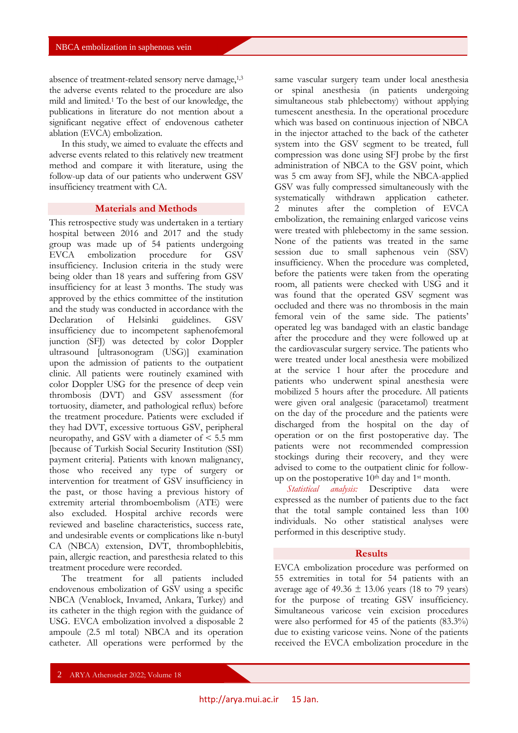absence of treatment-related sensory nerve damage,[1,3] the adverse events related to the procedure are also mild and limited.[1] To the best of our knowledge, the publications in literature do not mention about a significant negative effect of endovenous catheter ablation (EVCA) embolization.

In this study, we aimed to evaluate the effects and adverse events related to this relatively new treatment method and compare it with literature, using the follow-up data of our patients who underwent GSV insufficiency treatment with CA.

## Materials and Methods

This retrospective study was undertaken in a tertiary hospital between 2016 and 2017 and the study group was made up of 54 patients undergoing EVCA embolization procedure for GSV insufficiency. Inclusion criteria in the study were being older than 18 years and suffering from GSV insufficiency for at least 3 months. The study was approved by the ethics committee of the institution and the study was conducted in accordance with the Declaration of Helsinki guidelines. GSV insufficiency due to incompetent saphenofemoral junction (SFJ) was detected by color Doppler ultrasound [ultrasonogram (USG)] examination upon the admission of patients to the outpatient clinic. All patients were routinely examined with color Doppler USG for the presence of deep vein thrombosis (DVT) and GSV assessment (for tortuosity, diameter, and pathological reflux) before the treatment procedure. Patients were excluded if they had DVT, excessive tortuous GSV, peripheral neuropathy, and GSV with a diameter of < 5.5 mm [because of Turkish Social Security Institution (SSI) payment criteria]. Patients with known malignancy, those who received any type of surgery or intervention for treatment of GSV insufficiency in the past, or those having a previous history of extremity arterial thromboembolism (ATE) were also excluded. Hospital archive records were reviewed and baseline characteristics, success rate, and undesirable events or complications like n-butyl CA (NBCA) extension, DVT, thrombophlebitis, pain, allergic reaction, and paresthesia related to this treatment procedure were recorded.

The treatment for all patients included endovenous embolization of GSV using a specific NBCA (Venablock, Invamed, Ankara, Turkey) and its catheter in the thigh region with the guidance of USG. EVCA embolization involved a disposable 2 ampoule (2.5 ml total) NBCA and its operation catheter. All operations were performed by the same vascular surgery team under local anesthesia or spinal anesthesia (in patients undergoing simultaneous stab phlebectomy) without applying tumescent anesthesia. In the operational procedure which was based on continuous injection of NBCA in the injector attached to the back of the catheter system into the GSV segment to be treated, full compression was done using SFJ probe by the first administration of NBCA to the GSV point, which was 5 cm away from SFJ, while the NBCA-applied GSV was fully compressed simultaneously with the systematically withdrawn application catheter. 2 minutes after the completion of EVCA embolization, the remaining enlarged varicose veins were treated with phlebectomy in the same session. None of the patients was treated in the same session due to small saphenous vein (SSV) insufficiency. When the procedure was completed, before the patients were taken from the operating room, all patients were checked with USG and it was found that the operated GSV segment was occluded and there was no thrombosis in the main femoral vein of the same side. The patients' operated leg was bandaged with an elastic bandage after the procedure and they were followed up at the cardiovascular surgery service. The patients who were treated under local anesthesia were mobilized at the service 1 hour after the procedure and patients who underwent spinal anesthesia were mobilized 5 hours after the procedure. All patients were given oral analgesic (paracetamol) treatment on the day of the procedure and the patients were discharged from the hospital on the day of operation or on the first postoperative day. The patients were not recommended compression stockings during their recovery, and they were advised to come to the outpatient clinic for follow-up on the postoperative 10th day and 1st month.

*Statistical analysis:* Descriptive data were expressed as the number of patients due to the fact that the total sample contained less than 100 individuals. No other statistical analyses were performed in this descriptive study.

## Results

EVCA embolization procedure was performed on 55 extremities in total for 54 patients with an average age of 49.36 ± 13.06 years (18 to 79 years) for the purpose of treating GSV insufficiency. Simultaneous varicose vein excision procedures were also performed for 45 of the patients (83.3%) due to existing varicose veins. None of the patients received the EVCA embolization procedure in the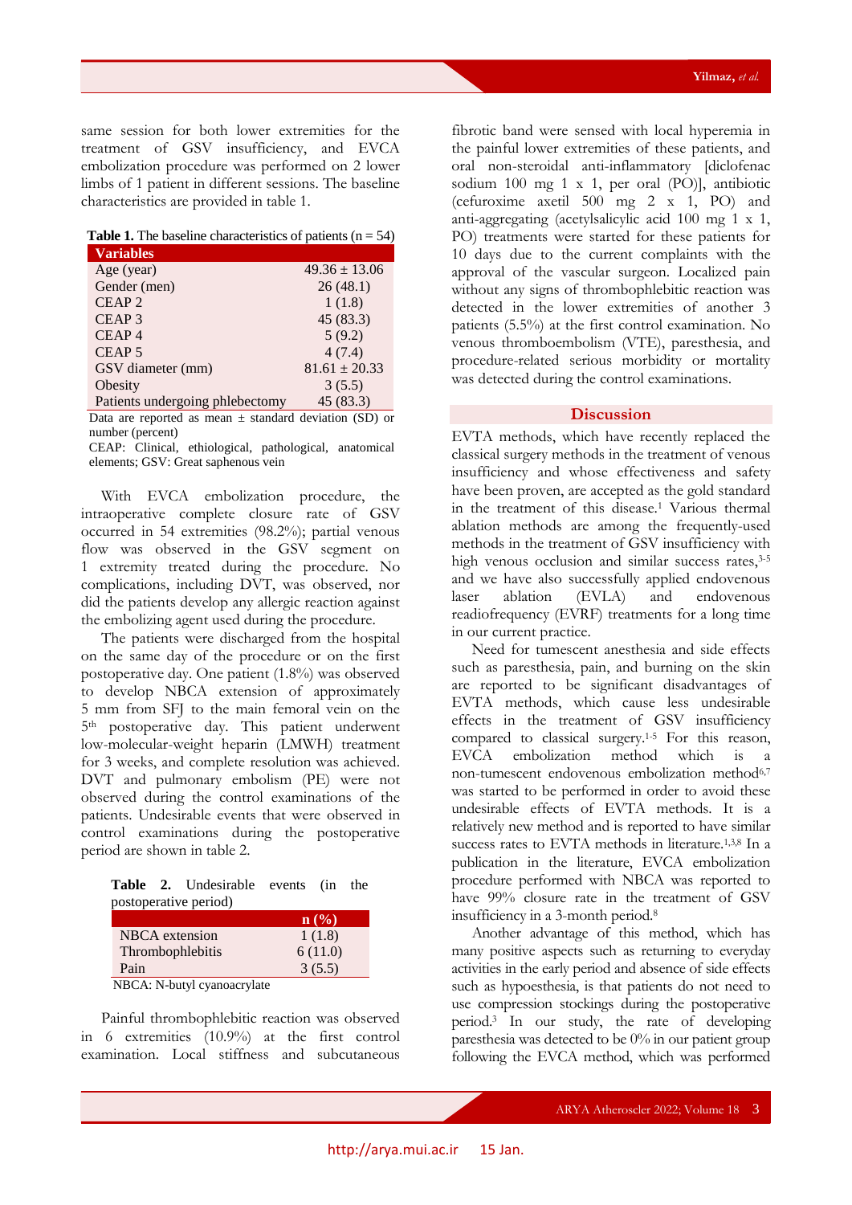same session for both lower extremities for the treatment of GSV insufficiency, and EVCA embolization procedure was performed on 2 lower limbs of 1 patient in different sessions. The baseline characteristics are provided in table 1.

**Table 1.** The baseline characteristics of patients (n = 54)

| Variables | |
|---|---|
| Age (year) | 49.36 ± 13.06 |
| Gender (men) | 26 (48.1) |
| CEAP 2 | 1 (1.8) |
| CEAP 3 | 45 (83.3) |
| CEAP 4 | 5 (9.2) |
| CEAP 5 | 4 (7.4) |
| GSV diameter (mm) | 81.61 ± 20.33 |
| Obesity | 3 (5.5) |
| Patients undergoing phlebectomy | 45 (83.3) |

Data are reported as mean ± standard deviation (SD) or number (percent)

CEAP: Clinical, ethiological, pathological, anatomical elements; GSV: Great saphenous vein

With EVCA embolization procedure, the intraoperative complete closure rate of GSV occurred in 54 extremities (98.2%); partial venous flow was observed in the GSV segment on 1 extremity treated during the procedure. No complications, including DVT, was observed, nor did the patients develop any allergic reaction against the embolizing agent used during the procedure.

The patients were discharged from the hospital on the same day of the procedure or on the first postoperative day. One patient (1.8%) was observed to develop NBCA extension of approximately 5 mm from SFJ to the main femoral vein on the 5th postoperative day. This patient underwent low-molecular-weight heparin (LMWH) treatment for 3 weeks, and complete resolution was achieved. DVT and pulmonary embolism (PE) were not observed during the control examinations of the patients. Undesirable events that were observed in control examinations during the postoperative period are shown in table 2.

**Table 2.** Undesirable events (in the postoperative period)

| | n (%) |
|---|---|
| NBCA extension | 1 (1.8) |
| Thrombophlebitis | 6 (11.0) |
| Pain | 3 (5.5) |

NBCA: N-butyl cyanoacrylate

Painful thrombophlebitic reaction was observed in 6 extremities (10.9%) at the first control examination. Local stiffness and subcutaneous fibrotic band were sensed with local hyperemia in the painful lower extremities of these patients, and oral non-steroidal anti-inflammatory [diclofenac sodium 100 mg 1 x 1, per oral (PO)], antibiotic (cefuroxime axetil 500 mg 2 x 1, PO) and anti-aggregating (acetylsalicylic acid 100 mg 1 x 1, PO) treatments were started for these patients for 10 days due to the current complaints with the approval of the vascular surgeon. Localized pain without any signs of thrombophlebitic reaction was detected in the lower extremities of another 3 patients (5.5%) at the first control examination. No venous thromboembolism (VTE), paresthesia, and procedure-related serious morbidity or mortality was detected during the control examinations.

## Discussion

EVTA methods, which have recently replaced the classical surgery methods in the treatment of venous insufficiency and whose effectiveness and safety have been proven, are accepted as the gold standard in the treatment of this disease.[1] Various thermal ablation methods are among the frequently-used methods in the treatment of GSV insufficiency with high venous occlusion and similar success rates,[3-5] and we have also successfully applied endovenous laser ablation (EVLA) and endovenous readiofrequency (EVRF) treatments for a long time in our current practice.

Need for tumescent anesthesia and side effects such as paresthesia, pain, and burning on the skin are reported to be significant disadvantages of EVTA methods, which cause less undesirable effects in the treatment of GSV insufficiency compared to classical surgery.[1-5] For this reason, EVCA embolization method which is a non-tumescent endovenous embolization method[6,7] was started to be performed in order to avoid these undesirable effects of EVTA methods. It is a relatively new method and is reported to have similar success rates to EVTA methods in literature.[1,3,8] In a publication in the literature, EVCA embolization procedure performed with NBCA was reported to have 99% closure rate in the treatment of GSV insufficiency in a 3-month period.[8]

Another advantage of this method, which has many positive aspects such as returning to everyday activities in the early period and absence of side effects such as hypoesthesia, is that patients do not need to use compression stockings during the postoperative period.[3] In our study, the rate of developing paresthesia was detected to be 0% in our patient group following the EVCA method, which was performed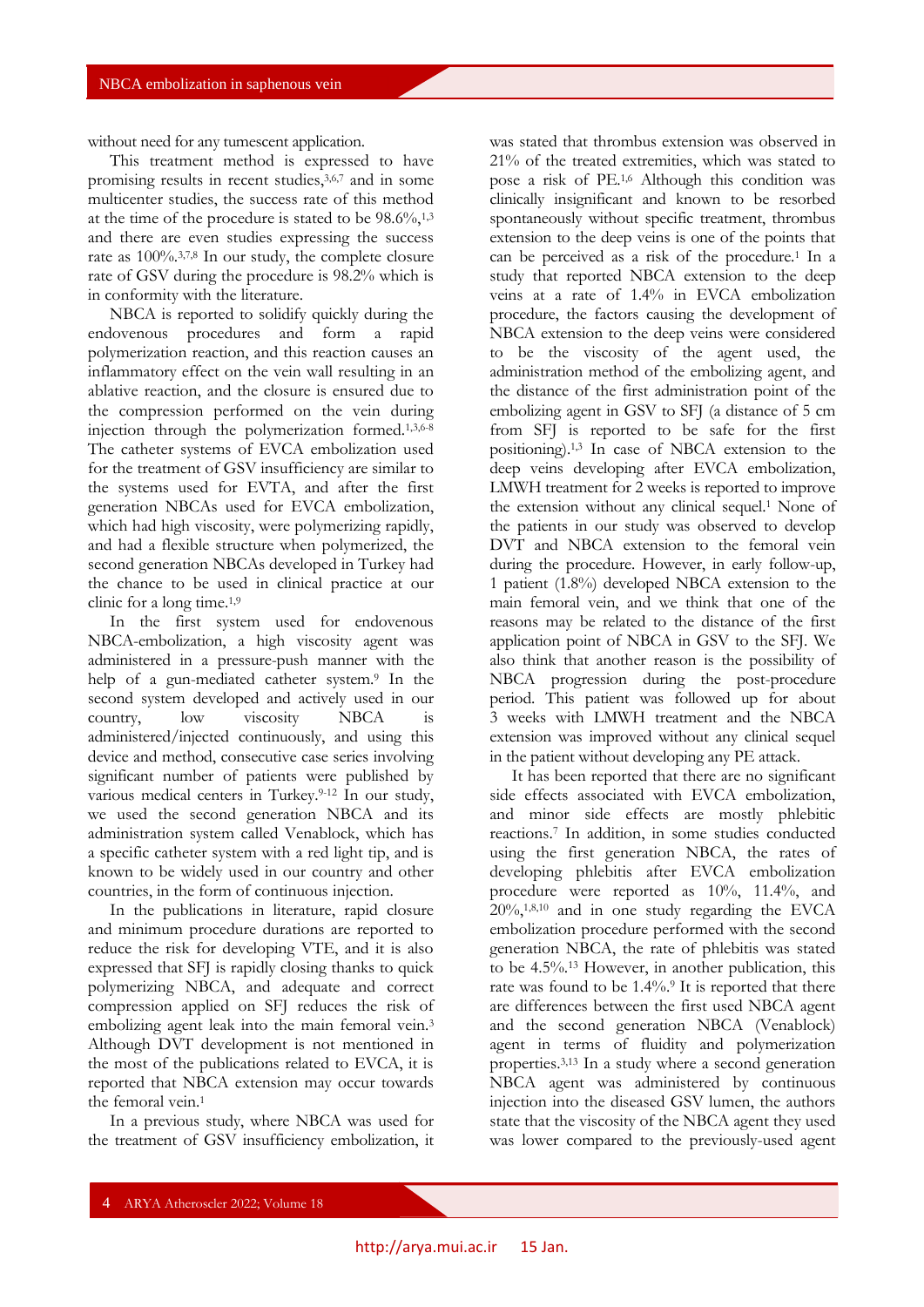without need for any tumescent application.

This treatment method is expressed to have promising results in recent studies,[3,6,7] and in some multicenter studies, the success rate of this method at the time of the procedure is stated to be 98.6%,[1,3] and there are even studies expressing the success rate as 100%.[3,7,8] In our study, the complete closure rate of GSV during the procedure is 98.2% which is in conformity with the literature.

NBCA is reported to solidify quickly during the endovenous procedures and form a rapid polymerization reaction, and this reaction causes an inflammatory effect on the vein wall resulting in an ablative reaction, and the closure is ensured due to the compression performed on the vein during injection through the polymerization formed.[1,3,6-8] The catheter systems of EVCA embolization used for the treatment of GSV insufficiency are similar to the systems used for EVTA, and after the first generation NBCAs used for EVCA embolization, which had high viscosity, were polymerizing rapidly, and had a flexible structure when polymerized, the second generation NBCAs developed in Turkey had the chance to be used in clinical practice at our clinic for a long time.[1,9]

In the first system used for endovenous NBCA-embolization, a high viscosity agent was administered in a pressure-push manner with the help of a gun-mediated catheter system.[9] In the second system developed and actively used in our country, low viscosity NBCA is administered/injected continuously, and using this device and method, consecutive case series involving significant number of patients were published by various medical centers in Turkey.[9-12] In our study, we used the second generation NBCA and its administration system called Venablock, which has a specific catheter system with a red light tip, and is known to be widely used in our country and other countries, in the form of continuous injection.

In the publications in literature, rapid closure and minimum procedure durations are reported to reduce the risk for developing VTE, and it is also expressed that SFJ is rapidly closing thanks to quick polymerizing NBCA, and adequate and correct compression applied on SFJ reduces the risk of embolizing agent leak into the main femoral vein.[3] Although DVT development is not mentioned in the most of the publications related to EVCA, it is reported that NBCA extension may occur towards the femoral vein.[1]

In a previous study, where NBCA was used for the treatment of GSV insufficiency embolization, it was stated that thrombus extension was observed in 21% of the treated extremities, which was stated to pose a risk of PE.[1,6] Although this condition was clinically insignificant and known to be resorbed spontaneously without specific treatment, thrombus extension to the deep veins is one of the points that can be perceived as a risk of the procedure.[1] In a study that reported NBCA extension to the deep veins at a rate of 1.4% in EVCA embolization procedure, the factors causing the development of NBCA extension to the deep veins were considered to be the viscosity of the agent used, the administration method of the embolizing agent, and the distance of the first administration point of the embolizing agent in GSV to SFJ (a distance of 5 cm from SFJ is reported to be safe for the first positioning).[1,3] In case of NBCA extension to the deep veins developing after EVCA embolization, LMWH treatment for 2 weeks is reported to improve the extension without any clinical sequel.[1] None of the patients in our study was observed to develop DVT and NBCA extension to the femoral vein during the procedure. However, in early follow-up, 1 patient (1.8%) developed NBCA extension to the main femoral vein, and we think that one of the reasons may be related to the distance of the first application point of NBCA in GSV to the SFJ. We also think that another reason is the possibility of NBCA progression during the post-procedure period. This patient was followed up for about 3 weeks with LMWH treatment and the NBCA extension was improved without any clinical sequel in the patient without developing any PE attack.

It has been reported that there are no significant side effects associated with EVCA embolization, and minor side effects are mostly phlebitic reactions.[7] In addition, in some studies conducted using the first generation NBCA, the rates of developing phlebitis after EVCA embolization procedure were reported as 10%, 11.4%, and 20%,[1,8,10] and in one study regarding the EVCA embolization procedure performed with the second generation NBCA, the rate of phlebitis was stated to be 4.5%.[13] However, in another publication, this rate was found to be 1.4%.[9] It is reported that there are differences between the first used NBCA agent and the second generation NBCA (Venablock) agent in terms of fluidity and polymerization properties.[3,13] In a study where a second generation NBCA agent was administered by continuous injection into the diseased GSV lumen, the authors state that the viscosity of the NBCA agent they used was lower compared to the previously-used agent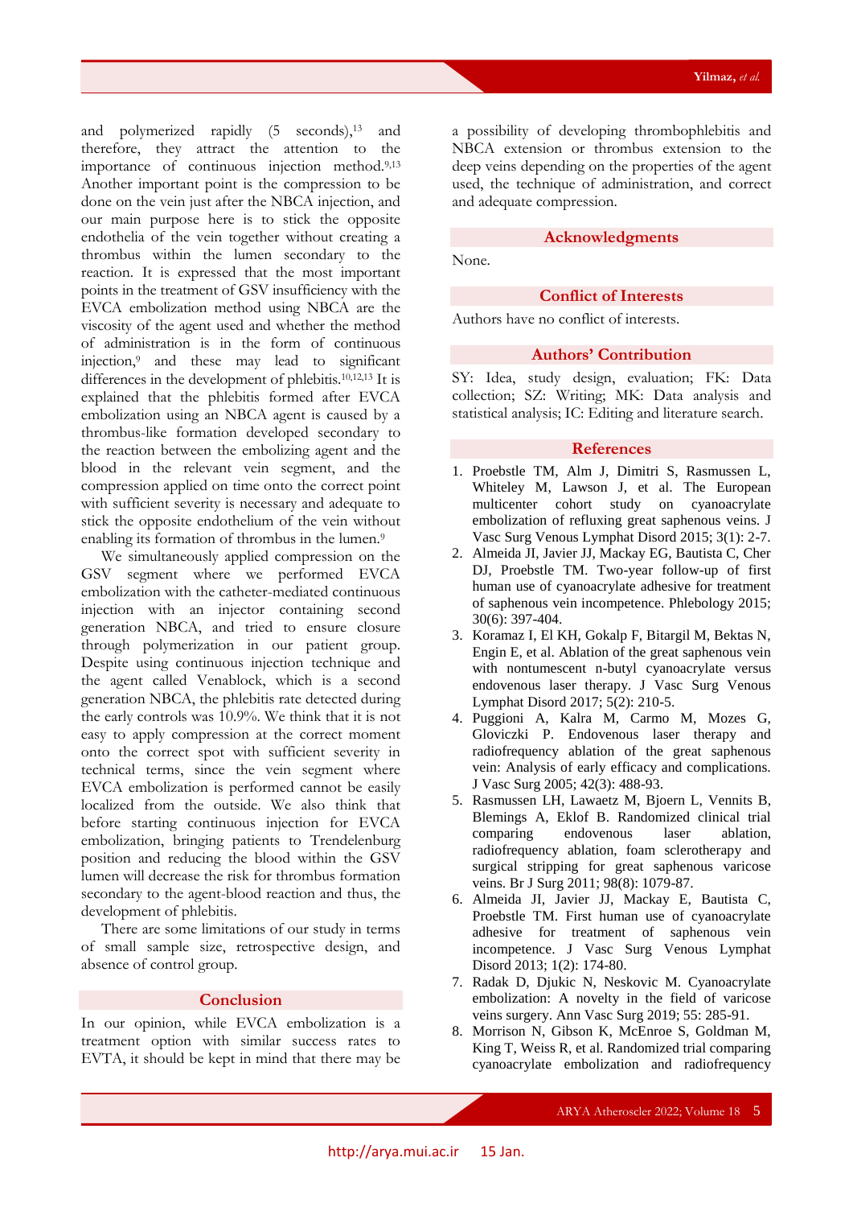and polymerized rapidly (5 seconds),[13] and therefore, they attract the attention to the importance of continuous injection method.[9,13] Another important point is the compression to be done on the vein just after the NBCA injection, and our main purpose here is to stick the opposite endothelia of the vein together without creating a thrombus within the lumen secondary to the reaction. It is expressed that the most important points in the treatment of GSV insufficiency with the EVCA embolization method using NBCA are the viscosity of the agent used and whether the method of administration is in the form of continuous injection,[9] and these may lead to significant differences in the development of phlebitis.[10,12,13] It is explained that the phlebitis formed after EVCA embolization using an NBCA agent is caused by a thrombus-like formation developed secondary to the reaction between the embolizing agent and the blood in the relevant vein segment, and the compression applied on time onto the correct point with sufficient severity is necessary and adequate to stick the opposite endothelium of the vein without enabling its formation of thrombus in the lumen.[9]

We simultaneously applied compression on the GSV segment where we performed EVCA embolization with the catheter-mediated continuous injection with an injector containing second generation NBCA, and tried to ensure closure through polymerization in our patient group. Despite using continuous injection technique and the agent called Venablock, which is a second generation NBCA, the phlebitis rate detected during the early controls was 10.9%. We think that it is not easy to apply compression at the correct moment onto the correct spot with sufficient severity in technical terms, since the vein segment where EVCA embolization is performed cannot be easily localized from the outside. We also think that before starting continuous injection for EVCA embolization, bringing patients to Trendelenburg position and reducing the blood within the GSV lumen will decrease the risk for thrombus formation secondary to the agent-blood reaction and thus, the development of phlebitis.

There are some limitations of our study in terms of small sample size, retrospective design, and absence of control group.

## Conclusion

In our opinion, while EVCA embolization is a treatment option with similar success rates to EVTA, it should be kept in mind that there may be a possibility of developing thrombophlebitis and NBCA extension or thrombus extension to the deep veins depending on the properties of the agent used, the technique of administration, and correct and adequate compression.

## Acknowledgments

None.

## Conflict of Interests

Authors have no conflict of interests.

## Authors' Contribution

SY: Idea, study design, evaluation; FK: Data collection; SZ: Writing; MK: Data analysis and statistical analysis; IC: Editing and literature search.

## References

1. Proebstle TM, Alm J, Dimitri S, Rasmussen L, Whiteley M, Lawson J, et al. The European multicenter cohort study on cyanoacrylate embolization of refluxing great saphenous veins. J Vasc Surg Venous Lymphat Disord 2015; 3(1): 2-7.
2. Almeida JI, Javier JJ, Mackay EG, Bautista C, Cher DJ, Proebstle TM. Two-year follow-up of first human use of cyanoacrylate adhesive for treatment of saphenous vein incompetence. Phlebology 2015; 30(6): 397-404.
3. Koramaz I, El KH, Gokalp F, Bitargil M, Bektas N, Engin E, et al. Ablation of the great saphenous vein with nontumescent n-butyl cyanoacrylate versus endovenous laser therapy. J Vasc Surg Venous Lymphat Disord 2017; 5(2): 210-5.
4. Puggioni A, Kalra M, Carmo M, Mozes G, Gloviczki P. Endovenous laser therapy and radiofrequency ablation of the great saphenous vein: Analysis of early efficacy and complications. J Vasc Surg 2005; 42(3): 488-93.
5. Rasmussen LH, Lawaetz M, Bjoern L, Vennits B, Blemings A, Eklof B. Randomized clinical trial comparing endovenous laser ablation, radiofrequency ablation, foam sclerotherapy and surgical stripping for great saphenous varicose veins. Br J Surg 2011; 98(8): 1079-87.
6. Almeida JI, Javier JJ, Mackay E, Bautista C, Proebstle TM. First human use of cyanoacrylate adhesive for treatment of saphenous vein incompetence. J Vasc Surg Venous Lymphat Disord 2013; 1(2): 174-80.
7. Radak D, Djukic N, Neskovic M. Cyanoacrylate embolization: A novelty in the field of varicose veins surgery. Ann Vasc Surg 2019; 55: 285-91.
8. Morrison N, Gibson K, McEnroe S, Goldman M, King T, Weiss R, et al. Randomized trial comparing cyanoacrylate embolization and radiofrequency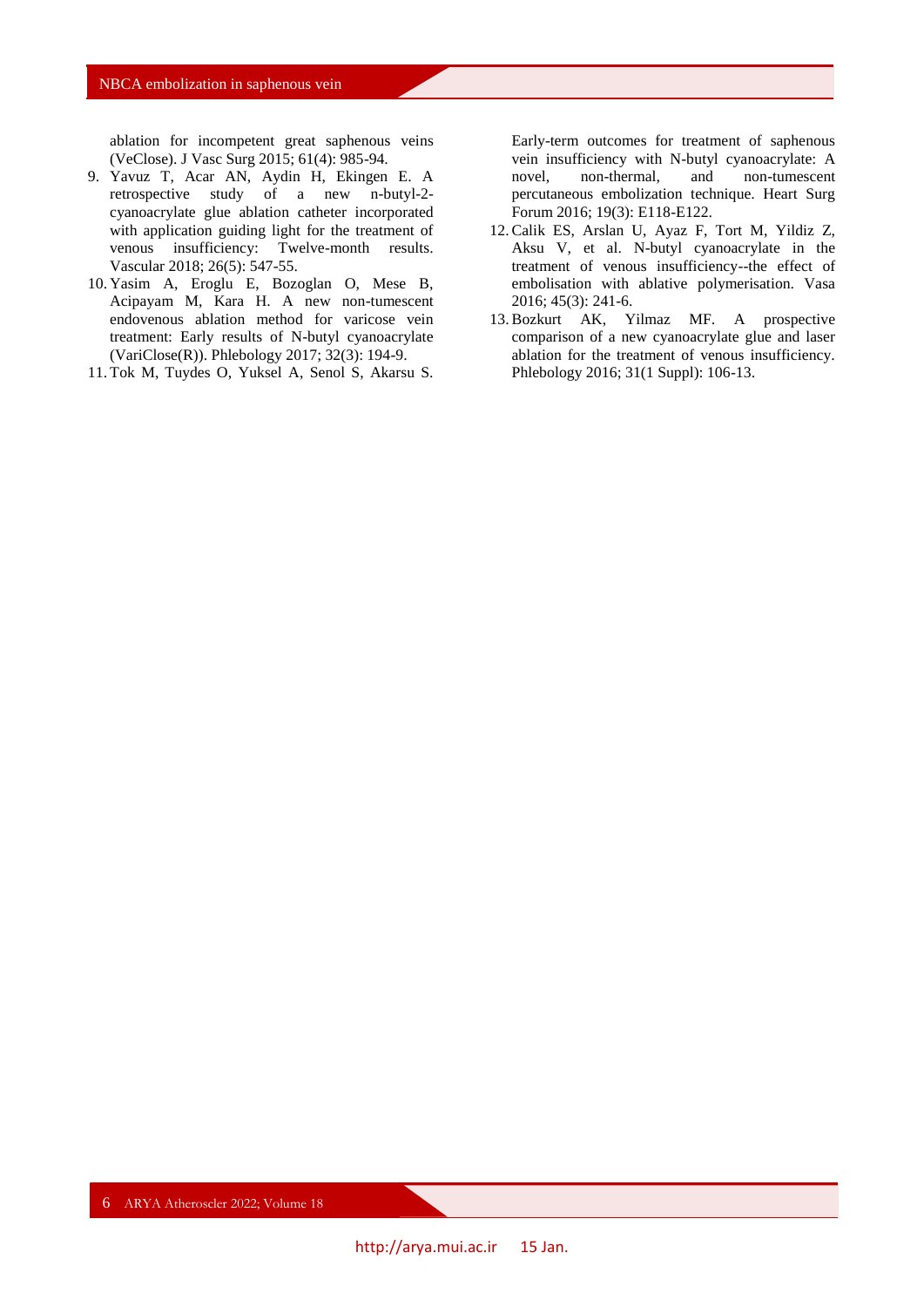ablation for incompetent great saphenous veins (VeClose). J Vasc Surg 2015; 61(4): 985-94.

9. Yavuz T, Acar AN, Aydin H, Ekingen E. A retrospective study of a new n-butyl-2-cyanoacrylate glue ablation catheter incorporated with application guiding light for the treatment of venous insufficiency: Twelve-month results. Vascular 2018; 26(5): 547-55.
10. Yasim A, Eroglu E, Bozoglan O, Mese B, Acipayam M, Kara H. A new non-tumescent endovenous ablation method for varicose vein treatment: Early results of N-butyl cyanoacrylate (VariClose(R)). Phlebology 2017; 32(3): 194-9.
11. Tok M, Tuydes O, Yuksel A, Senol S, Akarsu S. Early-term outcomes for treatment of saphenous vein insufficiency with N-butyl cyanoacrylate: A novel, non-thermal, and non-tumescent percutaneous embolization technique. Heart Surg Forum 2016; 19(3): E118-E122.
12. Calik ES, Arslan U, Ayaz F, Tort M, Yildiz Z, Aksu V, et al. N-butyl cyanoacrylate in the treatment of venous insufficiency--the effect of embolisation with ablative polymerisation. Vasa 2016; 45(3): 241-6.
13. Bozkurt AK, Yilmaz MF. A prospective comparison of a new cyanoacrylate glue and laser ablation for the treatment of venous insufficiency. Phlebology 2016; 31(1 Suppl): 106-13.